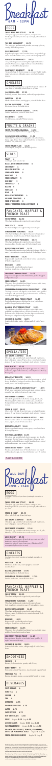# Breakfast
## 6AM - 12PM

## EGGS

**THREE EGGS ANY STYLE*** 18.25
Three fresh eggs, your choice of bacon, sausage or ham, breakfast potatoes & your choice of sourdough, whole wheat or rye toast

**THE BIG BREAKFAST** 18.75
Two fresh eggs, pancakes or french toast, two strips of bacon, two sausage & breakfast potatoes

**EGGS BENEDICT*** 17.25
English muffin topped with Canadian bacon, two poached eggs & our classic hollandaise, served with breakfast potatoes

**FLORENTINE BENEDICT*** 18.25
Fresh spinach & tomatoes on a toasted English muffin with two poached eggs & topped with our classic hollandaise sauce, served with breakfast potatoes

**SOUTHWEST BENEDICT*** 18.25
Two poached eggs & chorizo sausage on a toasted English muffin topped with avocado hollandaise sauce, served with breakfast potatoes

## OMELETS

Served with breakfast potatoes, or grilled & sliced tomatoes & your choice of sourdough, whole wheat or rye toast

**CALIFORNIA** 17.50
Portobello, avocado, Swiss cheese, sundried tomatoes

**WESTERN** 17.50
Cheddar cheese, ham, roasted peppers, onions & cheddar cheese

**BACON & CHEDDAR** 17.50
Bacon, cheddar cheese

**MUSHROOM, ONION & SWISS** 17.50
Sautéed mushrooms, onions, Swiss cheese

**EGG WHITE** 16.95
Cheddar cheese, spinach & Roma tomatoes

## FRUITS & GRAINS

**FRUIT, YOGURT & GRANOLA** 13.50
Seasonal fruit with Greek yogurt & granola

**OLD FASHIONED OATMEAL** 11.50
Served with brown sugar, raisins & low-fat milk. Add banana or mixed berries for an additional charge

**FRESH FRUIT PLATE** 12.25
Seasonal fresh fruit with honey-almond drizzle

## SIDES

**TOAST** 4
sourdough, whole wheat or rye

**BAGEL WITH CREAM CHEESE** 6
**CROISSANT** 6
**ENGLISH MUFFIN** 4
**CINNAMON ROLL** 5
**PANCAKE** 6
**FRENCH TOAST** 6
**ONE EGG*** 2
**TWO EGGS*** 4
**BACON** 6
**SAUSAGE** 6
**HAM** 6
**BREAKFAST POTATOES** 4
**GRILLED TOMATOES** 4
**SIDE OF AVOCADO** 5
**SIDE OF ASSORTED FRESH CUT FRUIT** 6

## PANCAKES, WAFFLES & FRENCH TOAST

**SHORT STACK** 12.00
Three buttermilk pancakes topped with powdered sugar

**TALL STACK** 14.00
Five buttermilk pancakes topped with powdered sugar

**STRAWBERRY PANCAKES** 16.25
Three buttermilk pancakes topped with powdered sugar, fresh strawberries, whipped cream & strawberry sauce

**CHOCOLATE CHIP PANCAKES** 16.25
Three buttermilk pancakes topped with powdered sugar, chocolate chips, chocolate sauce & fresh whipped cream

**BLUEBERRY PANCAKES** 16.25
Three buttermilk pancakes topped with powdered sugar, blueberry sauce, fresh blueberries, cream cheese & fresh whipped cream

**BERRY BELGIAN** 16.25
Belgian waffle topped with seasonal fresh berries, cream cheese & fresh whipped cream

**BELGIAN** 13.00
Belgian waffle topped with powdered sugar
Add fresh strawberries for an additional charge

**FRENCH TOAST** 14.95
Thick sliced brioche dipped in a rich crème brulee batter, grilled & topped with powdered sugar

**CROISSANT FRENCH TOAST** 16.25
Large croissant dipped in a crème brulee batter, grilled & topped with powdered sugar

**FRENCH TOAST** 16.95
Thick sliced brioche, double batter dipped in crème brulee batter, grilled & topped with powdered sugar

**STRAWBERRY CINNAMON ROLL FRENCH TOAST** 17.95
Two large cinnamon rolls dipped in a crème brulee batter, grilled and topped with powdered sugar, fresh strawberries, strawberry sauce & fresh whipped cream

**CINNAMON ROLL FRENCH TOAST** 16.95
Fresh baked cinnamon rolls dipped in crème brulee batter, grilled & topped with powdered sugar

**BANANAS FOSTER FRENCH TOAST** 18.95
Thick sliced brioche dipped in a crème brulee batter, grilled & topped with bananas foster sauce, fresh banana, fresh whipped cream & powdered sugar

**CHICKEN & WAFFLE** 18.95
Southern fried chicken tenders with Belgian waffle & maple syrup

## SPECIALTIES

**LAS VEGAS SCRAMBLE** 19.95
Three fresh eggs scrambled with sautéed spinach, mushrooms, diced peppers, onions & Swiss cheese, served with breakfast potatoes & your choice of sourdough, whole wheat or rye toast

**LOCO MOCO*** 17.95
Hawaiian hamburger patty & two fresh eggs served on a bed of white rice, topped with gravy, served with breakfast potatoes & scallion garnish

**BREAKFAST BURRITO** 16.95
Scrambled eggs, peppers and onions, diced sausage and bacon wrapped in a flour tortilla, served with breakfast potatoes & salsa ranchero

**SMOKED SALMON & AVOCADO TOAST*** 18.95
Whole wheat toast topped with smashed avocado, smoked salmon, capers, red onion & two fresh eggs any style

**SOUTHWEST SCRAMBLE** 17.95
Three fresh eggs scrambled with chorizo sausage, pico de gallo, black beans and shredded cheese with avocado, served with breakfast potatoes & your choice of sourdough, whole wheat or rye toast

**STEAK & EGGS*** 29.95
10 oz. grilled NY strip steak with three fresh eggs, served with breakfast potatoes & your choice of sourdough, whole wheat or rye toast

**SMOKED SCOTTISH SALMON PLATTER** 18.95
Sliced smoked salmon served with a toasted bagel, cream cheese, red onion, tomatoes & capers

**BISCUITS & GRAVY** 15.95
Two warm buttermilk biscuits topped with sausage gravy, served with two fresh eggs any style

**HUEVOS RANCHEROS** 16.95
Two fresh eggs over easy on a corn tortilla, with black beans, pico de gallo, ranchero sauce, avocado, queso fresco & cilantro, served with breakfast potatoes

**CORNED BEEF HASH*** 17.95
Homemade corned beef hash with potatoes, onions & peppers, topped with two fresh eggs any style, served with toast

PLANET HOLLYWOOD

# All Day Breakfast
## 12PM - 12AM

## EGGS

Served with breakfast potatoes & sourdough, whole wheat or rye toast

**THREE EGGS ANY STYLE*** 16.25
Three fresh eggs, your choice of bacon, sausage or ham, breakfast potatoes & your choice of sourdough, whole wheat or rye toast

**LAS VEGAS SCRAMBLE** 19.95
Three fresh eggs scrambled with sautéed spinach, mushrooms, diced peppers, onions & Swiss cheese

**STEAK & EGGS*** 29.95
10 oz. grilled NY strip steak with two eggs

**LAS VEGAS SCRAMBLE** 19.95
Three fresh eggs scrambled with sautéed spinach, mushrooms, diced red peppers, onions & Swiss cheese

**SOUTHWEST SCRAMBLE** 17.95
Three fresh eggs scrambled with chorizo sausage, pico de gallo, black beans & shredded cheese with avocado

**LOCO MOCO*** 17.95
Hawaiian hamburger patty & two fresh eggs served on a bed of white rice, topped with gravy, served with breakfast potatoes & scallion garnish

## OMELETS

Served with breakfast potatoes & sourdough, whole wheat or rye toast

**WESTERN** 17.50
Cheddar cheese, ham, roasted peppers, onions & cheddar cheese

**BACON & CHEDDAR** 17.50
Bacon, cheddar cheese

**MUSHROOM, ONION & SWISS** 17.50
Sautéed mushrooms, onions, Swiss cheese

## PANCAKES, WAFFLES & FRENCH TOAST

**SHORT STACK** 12.00
Three buttermilk pancakes topped with powdered sugar

**STRAWBERRY PANCAKES** 16.25
Three buttermilk pancakes topped with powdered sugar, fresh strawberries, strawberry sauce & fresh whipped cream

**BLUEBERRY PANCAKES** 16.25
Three buttermilk pancakes topped with powdered sugar, blueberry sauce, fresh blueberries, cream cheese & fresh whipped cream

**BELGIAN** 13.25
Belgian waffle topped with powdered sugar
Add fresh strawberries for an additional charge

**FRENCH TOAST** 14.95
Thick sliced brioche dipped in a crème brulee batter, grilled & topped with powdered sugar

**CROISSANT FRENCH TOAST** 16.25
Large croissant dipped in a crème brulee batter, grilled & topped with powdered sugar

**CHICKEN & WAFFLE** 18.95
Southern fried chicken tenders with Belgian waffle & maple syrup

## SMOOTHIES

**BANANA** 9
Banana & strawberries, peanuts, milk & honey

**BERRY BERRY** 9
Fresh strawberries & blueberries, low-fat vanilla yogurt & milk

**TROPICAL FIX** 9
Mango, pineapple, orange, coconut milk & vanilla ice cream

## BEVERAGES

**SOFT DRINKS** 4
**ICED TEA** 4
**COFFEE** 4
**TEA** 4
**ESPRESSO** 3.75
**DOUBLE ESPRESSO** 4.25
**LATTE** 4.75
**CAPPUCCINO** 4.75
**HOT CHOCOLATE** 4.50
**MILK** Small 3.50 Large 4.50
**ACQUA PANNA** Regular 5.50 Large 6.50
**SAN PELLEGRINO** Regular 5.50 Large 6.50
**ORANGE, GRAPEFRUIT, TOMATO, CRANBERRY, APPLE OR PINEAPPLE JUICE** Regular 4 Large 6.50
**FRESH-SQUEEZED JUICES** Regular 6 Large 8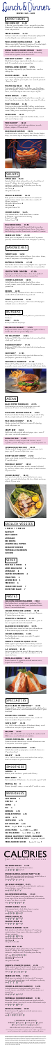# Lunch & Dinner

## APPETIZERS

## SALADS

## SANDWICHES

## BURGERS

## ASIAN

## GRILLED VEGGIES

- ZUCCHINI
- ASPARAGUS
- RED ONIONS
- BROCCOLI

## SIDES

## PASTAS

## SPECIALTIES

## SMOOTHIES

## BEVERAGES

- SOFT DRINKS
- COFFEE
- ESPRESSO
- DOUBLE ESPRESSO
- LATTE
- CAPPUCCINO
- HOT CHOCOLATE

# CALORIES